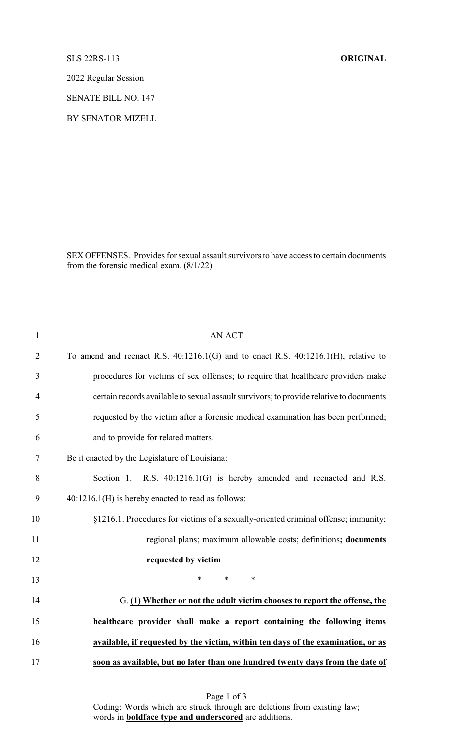SLS 22RS-113 **ORIGINAL**

2022 Regular Session

SENATE BILL NO. 147

BY SENATOR MIZELL

SEX OFFENSES. Provides for sexual assault survivors to have access to certain documents from the forensic medical exam. (8/1/22)

1 AN ACT

2 To amend and reenact R.S. 40:1216.1(G) and to enact R.S. 40:1216.1(H), relative to

3 procedures for victims of sex offenses; to require that healthcare providers make

4 certain records available to sexual assault survivors; to provide relative to documents

5 requested by the victim after a forensic medical examination has been performed;

6 and to provide for related matters.

7 Be it enacted by the Legislature of Louisiana:

8 Section 1. R.S. 40:1216.1(G) is hereby amended and reenacted and R.S.

9 40:1216.1(H) is hereby enacted to read as follows:

10 §1216.1. Procedures for victims of a sexually-oriented criminal offense; immunity;

11 regional plans; maximum allowable costs; definitions**<u>; documents</u>**

12 **<u>requested by victim</u>**

13 * * *

14 G. **<u>(1) Whether or not the adult victim chooses to report the offense, the</u>**

15 **<u>healthcare provider shall make a report containing the following items</u>**

16 **<u>available, if requested by the victim, within ten days of the examination, or as</u>**

17 **<u>soon as available, but no later than one hundred twenty days from the date of</u>**

Coding: Words which are ~~struck through~~ are deletions from existing law; words in **<u>boldface type and underscored</u>** are additions.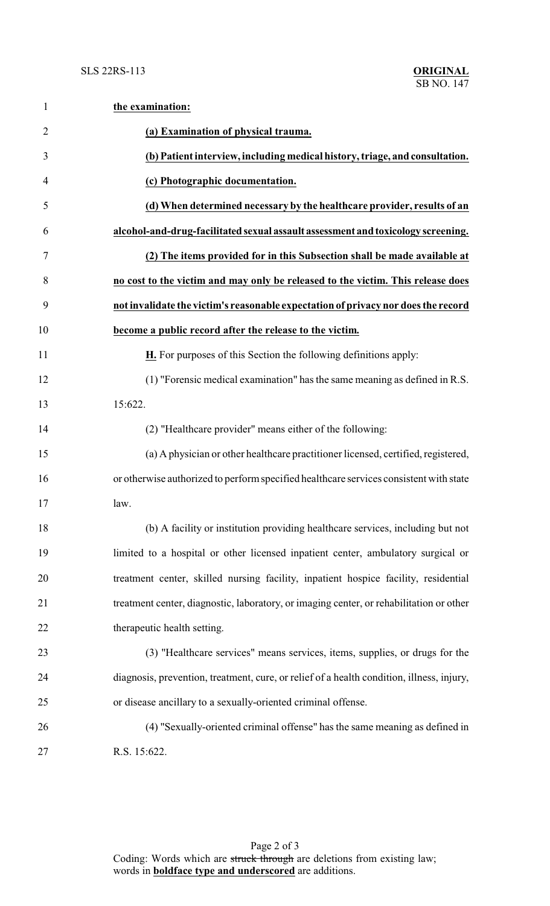**the examination:**

**(a) Examination of physical trauma.**

**(b) Patient interview, including medical history, triage, and consultation.**

**(c) Photographic documentation.**

**(d) When determined necessary by the healthcare provider, results of an alcohol-and-drug-facilitated sexual assault assessment and toxicology screening.**

**(2) The items provided for in this Subsection shall be made available at no cost to the victim and may only be released to the victim. This release does not invalidate the victim's reasonable expectation of privacy nor does the record become a public record after the release to the victim.**

**H.** For purposes of this Section the following definitions apply:

(1) "Forensic medical examination" has the same meaning as defined in R.S. 15:622.

(2) "Healthcare provider" means either of the following:

(a) A physician or other healthcare practitioner licensed, certified, registered, or otherwise authorized to perform specified healthcare services consistent with state law.

(b) A facility or institution providing healthcare services, including but not limited to a hospital or other licensed inpatient center, ambulatory surgical or treatment center, skilled nursing facility, inpatient hospice facility, residential treatment center, diagnostic, laboratory, or imaging center, or rehabilitation or other therapeutic health setting.

(3) "Healthcare services" means services, items, supplies, or drugs for the diagnosis, prevention, treatment, cure, or relief of a health condition, illness, injury, or disease ancillary to a sexually-oriented criminal offense.

(4) "Sexually-oriented criminal offense" has the same meaning as defined in R.S. 15:622.

Coding: Words which are ~~struck through~~ are deletions from existing law; words in **boldface type and underscored** are additions.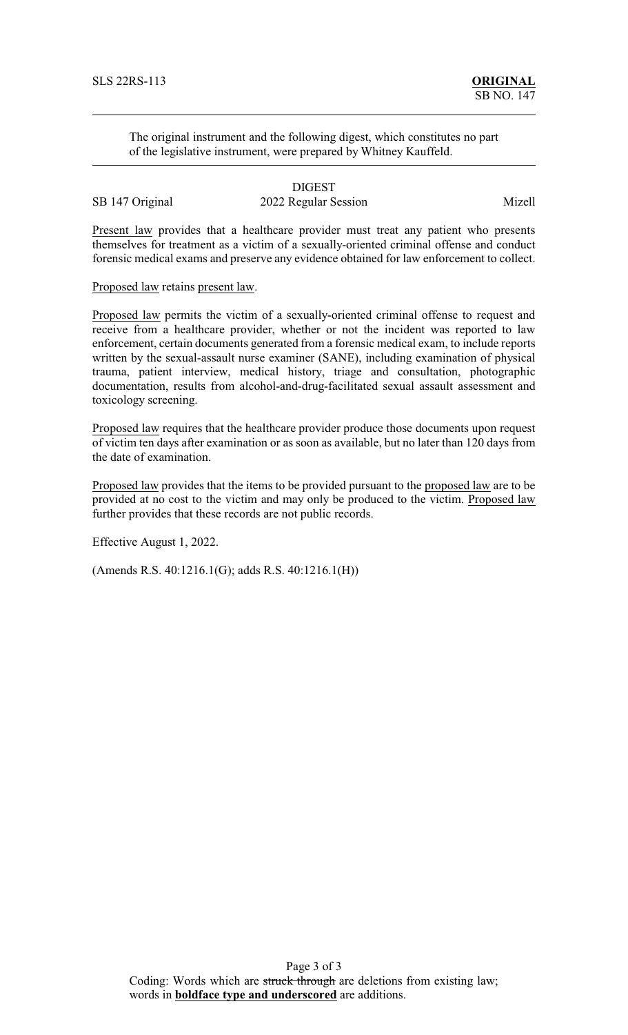SLS 22RS-113 **ORIGINAL**
SB NO. 147

The original instrument and the following digest, which constitutes no part of the legislative instrument, were prepared by Whitney Kauffeld.

DIGEST

SB 147 Original 2022 Regular Session Mizell

Present law provides that a healthcare provider must treat any patient who presents themselves for treatment as a victim of a sexually-oriented criminal offense and conduct forensic medical exams and preserve any evidence obtained for law enforcement to collect.

Proposed law retains present law.

Proposed law permits the victim of a sexually-oriented criminal offense to request and receive from a healthcare provider, whether or not the incident was reported to law enforcement, certain documents generated from a forensic medical exam, to include reports written by the sexual-assault nurse examiner (SANE), including examination of physical trauma, patient interview, medical history, triage and consultation, photographic documentation, results from alcohol-and-drug-facilitated sexual assault assessment and toxicology screening.

Proposed law requires that the healthcare provider produce those documents upon request of victim ten days after examination or as soon as available, but no later than 120 days from the date of examination.

Proposed law provides that the items to be provided pursuant to the proposed law are to be provided at no cost to the victim and may only be produced to the victim. Proposed law further provides that these records are not public records.

Effective August 1, 2022.

(Amends R.S. 40:1216.1(G); adds R.S. 40:1216.1(H))

Coding: Words which are ~~struck through~~ are deletions from existing law; words in **boldface type and underscored** are additions.